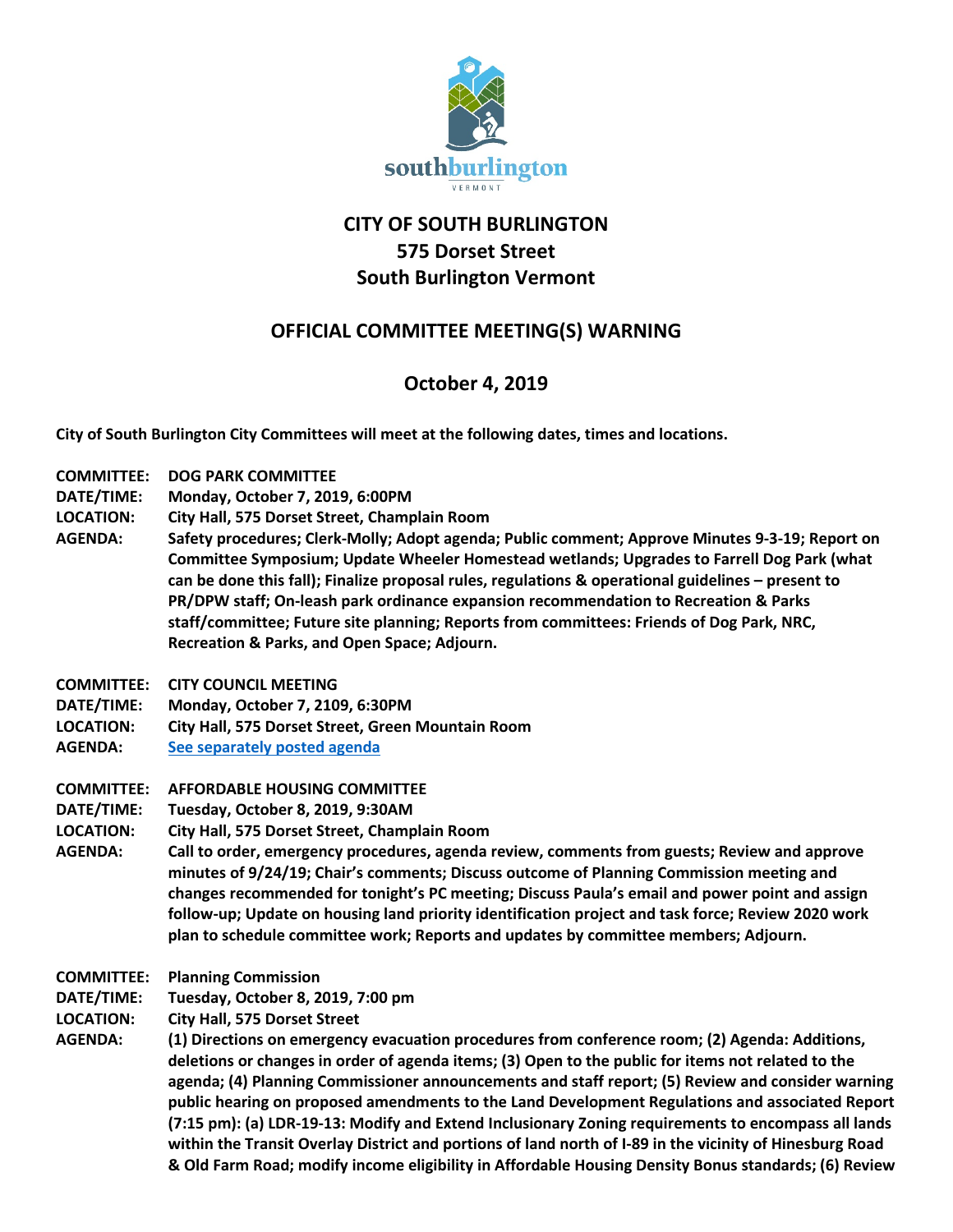southburlington

VERMONT

# CITY OF SOUTH BURLINGTON
## 575 Dorset Street
## South Burlington Vermont

## OFFICIAL COMMITTEE MEETING(S) WARNING

## October 4, 2019

**City of South Burlington City Committees will meet at the following dates, times and locations.**

**COMMITTEE:** **DOG PARK COMMITTEE**
**DATE/TIME:** **Monday, October 7, 2019, 6:00PM**
**LOCATION:** **City Hall, 575 Dorset Street, Champlain Room**
**AGENDA:** **Safety procedures; Clerk-Molly; Adopt agenda; Public comment; Approve Minutes 9-3-19; Report on Committee Symposium; Update Wheeler Homestead wetlands; Upgrades to Farrell Dog Park (what can be done this fall); Finalize proposal rules, regulations & operational guidelines – present to PR/DPW staff; On-leash park ordinance expansion recommendation to Recreation & Parks staff/committee; Future site planning; Reports from committees: Friends of Dog Park, NRC, Recreation & Parks, and Open Space; Adjourn.**

**COMMITTEE:** **CITY COUNCIL MEETING**
**DATE/TIME:** **Monday, October 7, 2109, 6:30PM**
**LOCATION:** **City Hall, 575 Dorset Street, Green Mountain Room**
**AGENDA:** **See separately posted agenda**

**COMMITTEE:** **AFFORDABLE HOUSING COMMITTEE**
**DATE/TIME:** **Tuesday, October 8, 2019, 9:30AM**
**LOCATION:** **City Hall, 575 Dorset Street, Champlain Room**
**AGENDA:** **Call to order, emergency procedures, agenda review, comments from guests; Review and approve minutes of 9/24/19; Chair's comments; Discuss outcome of Planning Commission meeting and changes recommended for tonight's PC meeting; Discuss Paula's email and power point and assign follow-up; Update on housing land priority identification project and task force; Review 2020 work plan to schedule committee work; Reports and updates by committee members; Adjourn.**

**COMMITTEE:** **Planning Commission**
**DATE/TIME:** **Tuesday, October 8, 2019, 7:00 pm**
**LOCATION:** **City Hall, 575 Dorset Street**
**AGENDA:** **(1) Directions on emergency evacuation procedures from conference room; (2) Agenda: Additions, deletions or changes in order of agenda items; (3) Open to the public for items not related to the agenda; (4) Planning Commissioner announcements and staff report; (5) Review and consider warning public hearing on proposed amendments to the Land Development Regulations and associated Report (7:15 pm): (a) LDR-19-13: Modify and Extend Inclusionary Zoning requirements to encompass all lands within the Transit Overlay District and portions of land north of I-89 in the vicinity of Hinesburg Road & Old Farm Road; modify income eligibility in Affordable Housing Density Bonus standards; (6) Review**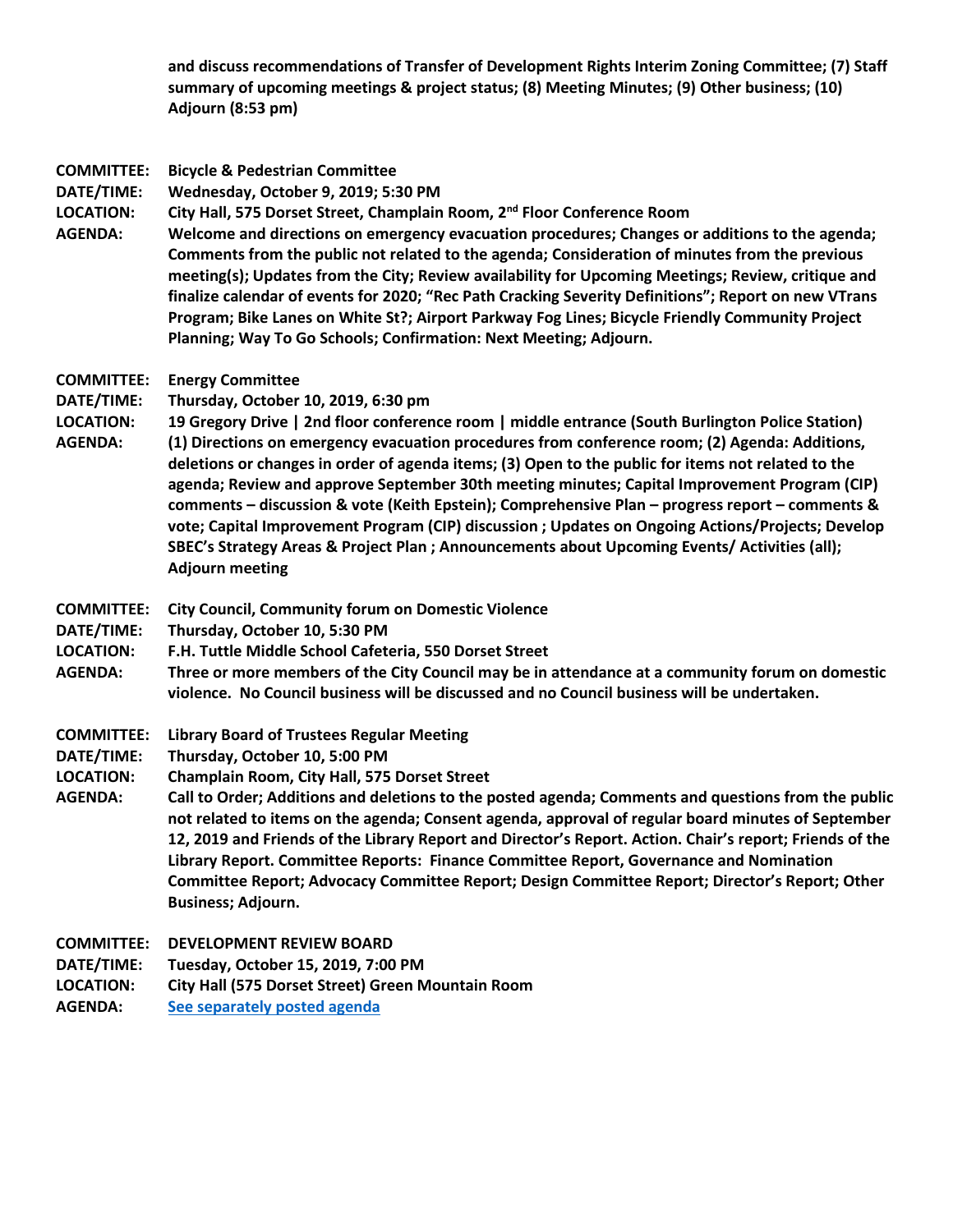**and discuss recommendations of Transfer of Development Rights Interim Zoning Committee; (7) Staff summary of upcoming meetings & project status; (8) Meeting Minutes; (9) Other business; (10) Adjourn (8:53 pm)**

**COMMITTEE: Bicycle & Pedestrian Committee**
**DATE/TIME: Wednesday, October 9, 2019; 5:30 PM**
**LOCATION: City Hall, 575 Dorset Street, Champlain Room, 2nd Floor Conference Room**
**AGENDA: Welcome and directions on emergency evacuation procedures; Changes or additions to the agenda; Comments from the public not related to the agenda; Consideration of minutes from the previous meeting(s); Updates from the City; Review availability for Upcoming Meetings; Review, critique and finalize calendar of events for 2020; "Rec Path Cracking Severity Definitions"; Report on new VTrans Program; Bike Lanes on White St?; Airport Parkway Fog Lines; Bicycle Friendly Community Project Planning; Way To Go Schools; Confirmation: Next Meeting; Adjourn.**

**COMMITTEE: Energy Committee**
**DATE/TIME: Thursday, October 10, 2019, 6:30 pm**
**LOCATION: 19 Gregory Drive | 2nd floor conference room | middle entrance (South Burlington Police Station)**
**AGENDA: (1) Directions on emergency evacuation procedures from conference room; (2) Agenda: Additions, deletions or changes in order of agenda items; (3) Open to the public for items not related to the agenda; Review and approve September 30th meeting minutes; Capital Improvement Program (CIP) comments – discussion & vote (Keith Epstein); Comprehensive Plan – progress report – comments & vote; Capital Improvement Program (CIP) discussion ; Updates on Ongoing Actions/Projects; Develop SBEC's Strategy Areas & Project Plan ; Announcements about Upcoming Events/ Activities (all); Adjourn meeting**

**COMMITTEE: City Council, Community forum on Domestic Violence**
**DATE/TIME: Thursday, October 10, 5:30 PM**
**LOCATION: F.H. Tuttle Middle School Cafeteria, 550 Dorset Street**
**AGENDA: Three or more members of the City Council may be in attendance at a community forum on domestic violence. No Council business will be discussed and no Council business will be undertaken.**

**COMMITTEE: Library Board of Trustees Regular Meeting**
**DATE/TIME: Thursday, October 10, 5:00 PM**
**LOCATION: Champlain Room, City Hall, 575 Dorset Street**
**AGENDA: Call to Order; Additions and deletions to the posted agenda; Comments and questions from the public not related to items on the agenda; Consent agenda, approval of regular board minutes of September 12, 2019 and Friends of the Library Report and Director's Report. Action. Chair's report; Friends of the Library Report. Committee Reports: Finance Committee Report, Governance and Nomination Committee Report; Advocacy Committee Report; Design Committee Report; Director's Report; Other Business; Adjourn.**

**COMMITTEE: DEVELOPMENT REVIEW BOARD**
**DATE/TIME: Tuesday, October 15, 2019, 7:00 PM**
**LOCATION: City Hall (575 Dorset Street) Green Mountain Room**
**AGENDA: See separately posted agenda**